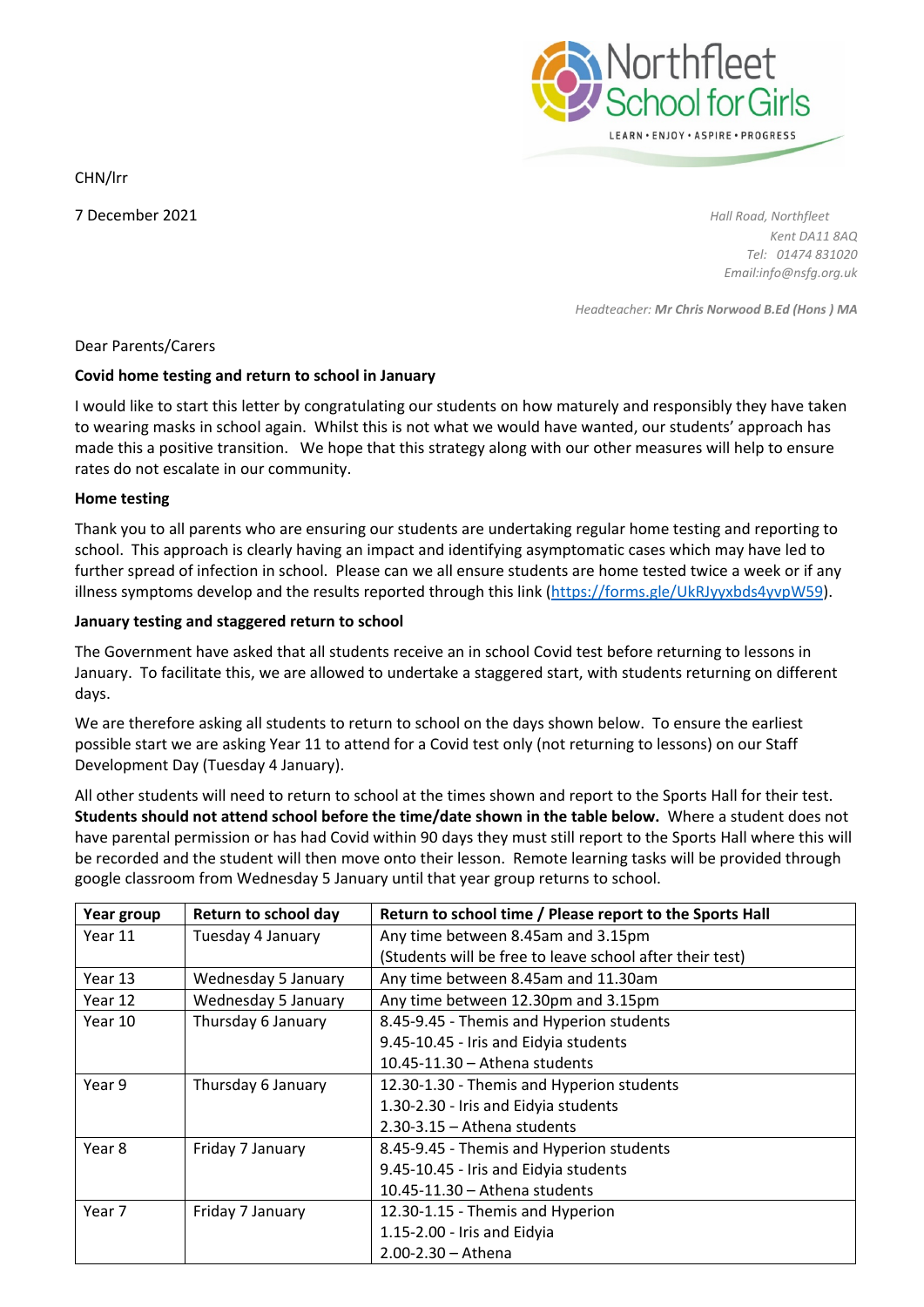Northfleet School for Girls

LEARN • ENJOY • ASPIRE • PROGRESS

CHN/lrr

7 December 2021

*Hall Road, Northfleet*
*Kent DA11 8AQ*
*Tel: 01474 831020*
*Email:info@nsfg.org.uk*

*Headteacher: **Mr Chris Norwood B.Ed (Hons ) MA***

Dear Parents/Carers

**Covid home testing and return to school in January**

I would like to start this letter by congratulating our students on how maturely and responsibly they have taken to wearing masks in school again. Whilst this is not what we would have wanted, our students' approach has made this a positive transition. We hope that this strategy along with our other measures will help to ensure rates do not escalate in our community.

**Home testing**

Thank you to all parents who are ensuring our students are undertaking regular home testing and reporting to school. This approach is clearly having an impact and identifying asymptomatic cases which may have led to further spread of infection in school. Please can we all ensure students are home tested twice a week or if any illness symptoms develop and the results reported through this link ([https://forms.gle/UkRJyyxbds4yvpW59](https://forms.gle/UkRJyyxbds4yvpW59)).

**January testing and staggered return to school**

The Government have asked that all students receive an in school Covid test before returning to lessons in January. To facilitate this, we are allowed to undertake a staggered start, with students returning on different days.

We are therefore asking all students to return to school on the days shown below. To ensure the earliest possible start we are asking Year 11 to attend for a Covid test only (not returning to lessons) on our Staff Development Day (Tuesday 4 January).

All other students will need to return to school at the times shown and report to the Sports Hall for their test. **Students should not attend school before the time/date shown in the table below.** Where a student does not have parental permission or has had Covid within 90 days they must still report to the Sports Hall where this will be recorded and the student will then move onto their lesson. Remote learning tasks will be provided through google classroom from Wednesday 5 January until that year group returns to school.

| Year group | Return to school day | Return to school time / Please report to the Sports Hall |
|---|---|---|
| Year 11 | Tuesday 4 January | Any time between 8.45am and 3.15pm<br>(Students will be free to leave school after their test) |
| Year 13 | Wednesday 5 January | Any time between 8.45am and 11.30am |
| Year 12 | Wednesday 5 January | Any time between 12.30pm and 3.15pm |
| Year 10 | Thursday 6 January | 8.45-9.45 - Themis and Hyperion students<br>9.45-10.45 - Iris and Eidyia students<br>10.45-11.30 – Athena students |
| Year 9 | Thursday 6 January | 12.30-1.30 - Themis and Hyperion students<br>1.30-2.30 - Iris and Eidyia students<br>2.30-3.15 – Athena students |
| Year 8 | Friday 7 January | 8.45-9.45 - Themis and Hyperion students<br>9.45-10.45 - Iris and Eidyia students<br>10.45-11.30 – Athena students |
| Year 7 | Friday 7 January | 12.30-1.15 - Themis and Hyperion<br>1.15-2.00 - Iris and Eidyia<br>2.00-2.30 – Athena |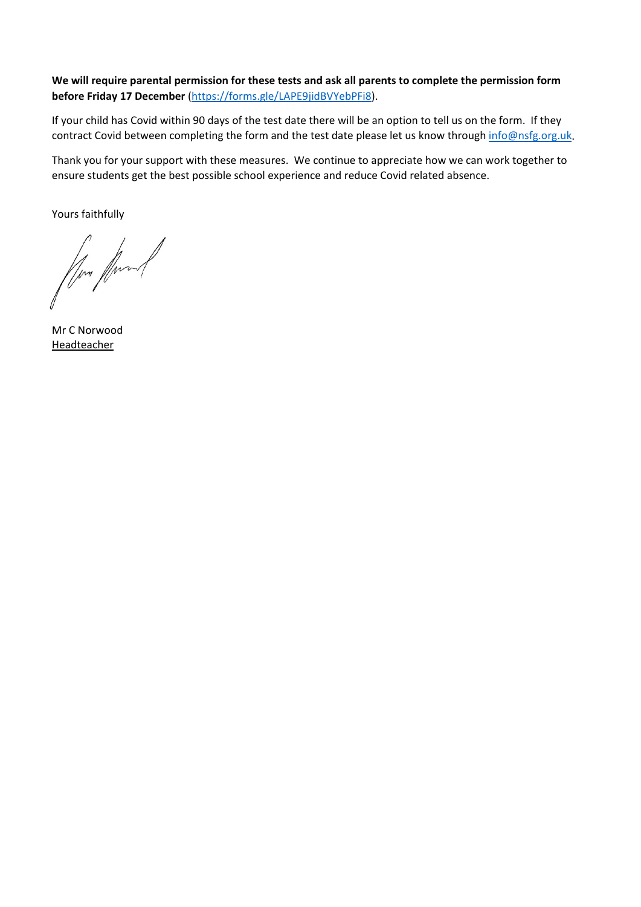**We will require parental permission for these tests and ask all parents to complete the permission form before Friday 17 December** (https://forms.gle/LAPE9jidBVYebPFi8).

If your child has Covid within 90 days of the test date there will be an option to tell us on the form. If they contract Covid between completing the form and the test date please let us know through info@nsfg.org.uk.

Thank you for your support with these measures. We continue to appreciate how we can work together to ensure students get the best possible school experience and reduce Covid related absence.

Yours faithfully

Mr C Norwood
Headteacher